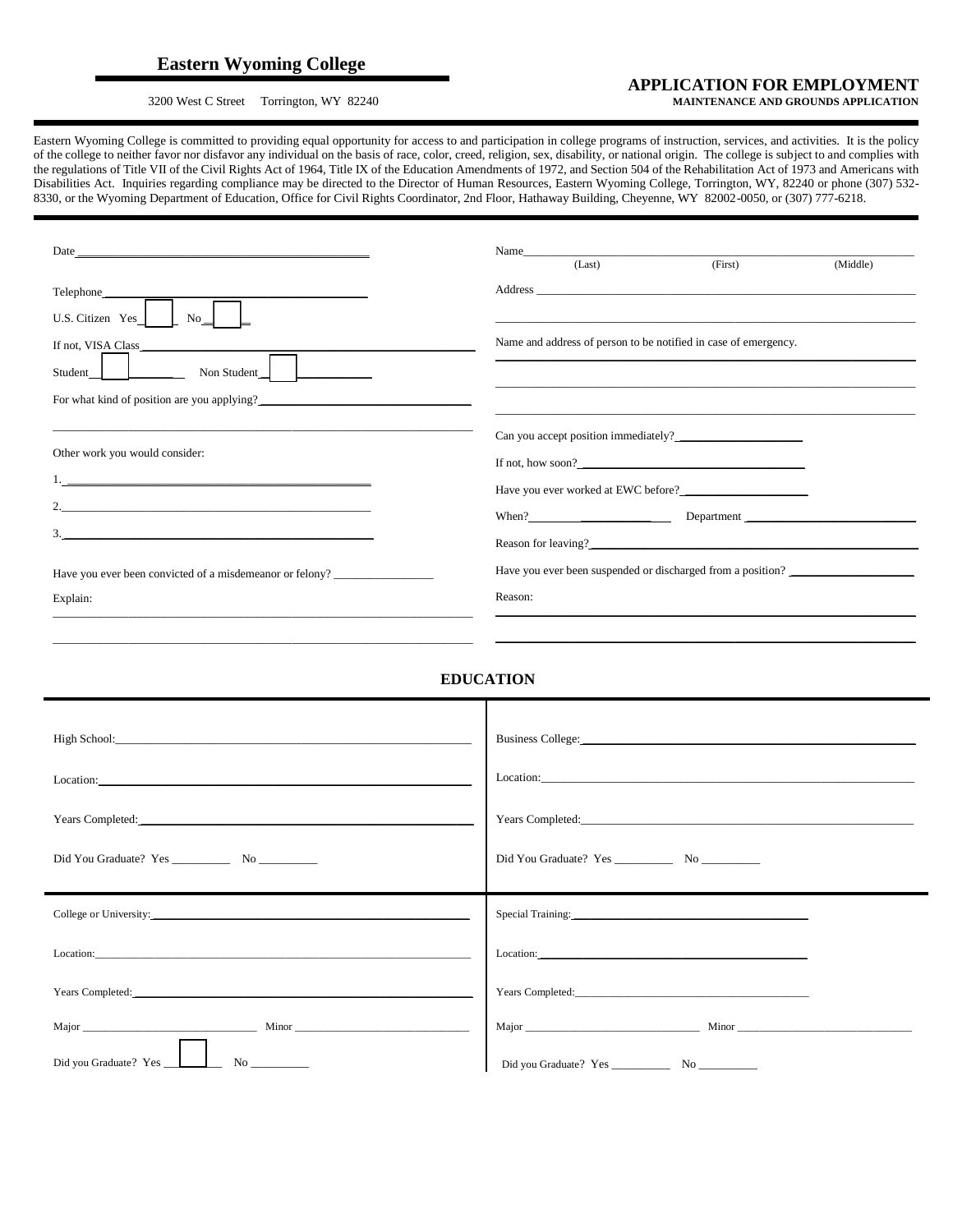# Eastern Wyoming College

3200 West C Street Torrington, WY 82240

## APPLICATION FOR EMPLOYMENT

**MAINTENANCE AND GROUNDS APPLICATION**

Eastern Wyoming College is committed to providing equal opportunity for access to and participation in college programs of instruction, services, and activities. It is the policy of the college to neither favor nor disfavor any individual on the basis of race, color, creed, religion, sex, disability, or national origin. The college is subject to and complies with the regulations of Title VII of the Civil Rights Act of 1964, Title IX of the Education Amendments of 1972, and Section 504 of the Rehabilitation Act of 1973 and Americans with Disabilities Act. Inquiries regarding compliance may be directed to the Director of Human Resources, Eastern Wyoming College, Torrington, WY, 82240 or phone (307) 532-8330, or the Wyoming Department of Education, Office for Civil Rights Coordinator, 2nd Floor, Hathaway Building, Cheyenne, WY 82002-0050, or (307) 777-6218.

Date ____________________

Telephone ____________________

U.S. Citizen Yes ___ No ___

If not, VISA Class ____________________

Student ___ Non Student ___

For what kind of position are you applying? ____________________

Other work you would consider:

1. ____________________
2. ____________________
3. ____________________

Have you ever been convicted of a misdemeanor or felony? ____________________

Explain:

Name ____________________
(Last) (First) (Middle)

Address ____________________

Name and address of person to be notified in case of emergency.

Can you accept position immediately? ____________________

If not, how soon? ____________________

Have you ever worked at EWC before? ____________________

When? ____________________ Department ____________________

Reason for leaving? ____________________

Have you ever been suspended or discharged from a position? ____________________

Reason:

## EDUCATION

High School: ____________________

Location: ____________________

Years Completed: ____________________

Did You Graduate? Yes ________ No ________

Business College: ____________________

Location: ____________________

Years Completed: ____________________

Did You Graduate? Yes ________ No ________

College or University: ____________________

Location: ____________________

Years Completed: ____________________

Major ____________________ Minor ____________________

Did you Graduate? Yes ________ No ________

Special Training: ____________________

Location: ____________________

Years Completed: ____________________

Major ____________________ Minor ____________________

Did you Graduate? Yes ________ No ________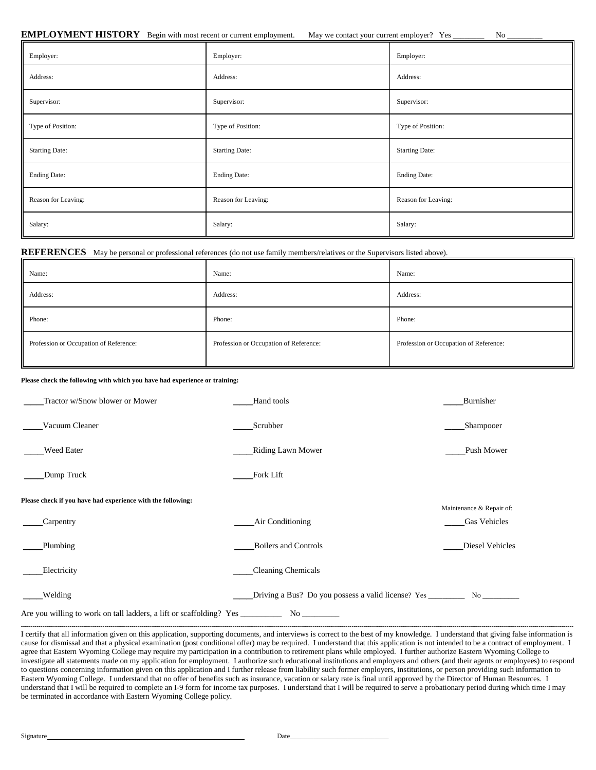**EMPLOYMENT HISTORY** Begin with most recent or current employment. May we contact your current employer? Yes ________ No _________

| | | |
|---|---|---|
| Employer: | Employer: | Employer: |
| Address: | Address: | Address: |
| Supervisor: | Supervisor: | Supervisor: |
| Type of Position: | Type of Position: | Type of Position: |
| Starting Date: | Starting Date: | Starting Date: |
| Ending Date: | Ending Date: | Ending Date: |
| Reason for Leaving: | Reason for Leaving: | Reason for Leaving: |
| Salary: | Salary: | Salary: |

**REFERENCES** May be personal or professional references (do not use family members/relatives or the Supervisors listed above).

| | | |
|---|---|---|
| Name: | Name: | Name: |
| Address: | Address: | Address: |
| Phone: | Phone: | Phone: |
| Profession or Occupation of Reference: | Profession or Occupation of Reference: | Profession or Occupation of Reference: |

**Please check the following with which you have had experience or training:**

_____Tractor w/Snow blower or Mower _____Hand tools _____Burnisher

_____Vacuum Cleaner _____Scrubber _____Shampooer

_____Weed Eater _____Riding Lawn Mower _____Push Mower

_____Dump Truck _____Fork Lift

**Please check if you have had experience with the following:**

Maintenance & Repair of:

_____Carpentry _____Air Conditioning _____Gas Vehicles

_____Plumbing _____Boilers and Controls _____Diesel Vehicles

_____Electricity _____Cleaning Chemicals

_____Welding _____Driving a Bus? Do you possess a valid license? Yes _________ No _________

Are you willing to work on tall ladders, a lift or scaffolding? Yes __________ No _________

---

I certify that all information given on this application, supporting documents, and interviews is correct to the best of my knowledge. I understand that giving false information is cause for dismissal and that a physical examination (post conditional offer) may be required. I understand that this application is not intended to be a contract of employment. I agree that Eastern Wyoming College may require my participation in a contribution to retirement plans while employed. I further authorize Eastern Wyoming College to investigate all statements made on my application for employment. I authorize such educational institutions and employers and others (and their agents or employees) to respond to questions concerning information given on this application and I further release from liability such former employers, institutions, or person providing such information to Eastern Wyoming College. I understand that no offer of benefits such as insurance, vacation or salary rate is final until approved by the Director of Human Resources. I understand that I will be required to complete an I-9 form for income tax purposes. I understand that I will be required to serve a probationary period during which time I may be terminated in accordance with Eastern Wyoming College policy.

Signature_______________________________________________ Date_____________________________